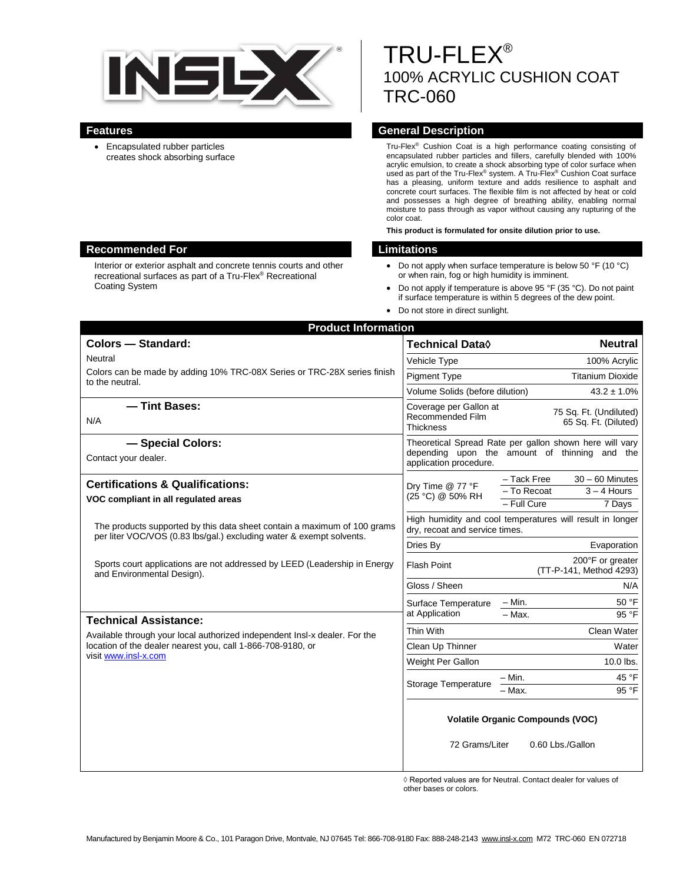# TRU-FLEX®
## 100% ACRYLIC CUSHION COAT
## TRC-060

## Features

- Encapsulated rubber particles creates shock absorbing surface

## General Description

Tru-Flex® Cushion Coat is a high performance coating consisting of encapsulated rubber particles and fillers, carefully blended with 100% acrylic emulsion, to create a shock absorbing type of color surface when used as part of the Tru-Flex® system. A Tru-Flex® Cushion Coat surface has a pleasing, uniform texture and adds resilience to asphalt and concrete court surfaces. The flexible film is not affected by heat or cold and possesses a high degree of breathing ability, enabling normal moisture to pass through as vapor without causing any rupturing of the color coat.

**This product is formulated for onsite dilution prior to use.**

## Recommended For

Interior or exterior asphalt and concrete tennis courts and other recreational surfaces as part of a Tru-Flex® Recreational Coating System

## Limitations

- Do not apply when surface temperature is below 50 °F (10 °C) or when rain, fog or high humidity is imminent.
- Do not apply if temperature is above 95 °F (35 °C). Do not paint if surface temperature is within 5 degrees of the dew point.
- Do not store in direct sunlight.

## Product Information

### Colors — Standard:

Neutral

Colors can be made by adding 10% TRC-08X Series or TRC-28X series finish to the neutral.

### — Tint Bases:

N/A

### — Special Colors:

Contact your dealer.

### Certifications & Qualifications:

**VOC compliant in all regulated areas**

The products supported by this data sheet contain a maximum of 100 grams per liter VOC/VOS (0.83 lbs/gal.) excluding water & exempt solvents.

Sports court applications are not addressed by LEED (Leadership in Energy and Environmental Design).

### Technical Assistance:

Available through your local authorized independent Insl-x dealer. For the location of the dealer nearest you, call 1-866-708-9180, or visit www.insl-x.com

| Technical Data◊ | | Neutral |
|---|---|---|
| Vehicle Type | | 100% Acrylic |
| Pigment Type | | Titanium Dioxide |
| Volume Solids (before dilution) | | 43.2 ± 1.0% |
| Coverage per Gallon at Recommended Film Thickness | | 75 Sq. Ft. (Undiluted) 65 Sq. Ft. (Diluted) |
| Theoretical Spread Rate per gallon shown here will vary depending upon the amount of thinning and the application procedure. | | |
| Dry Time @ 77 °F (25 °C) @ 50% RH | – Tack Free | 30 – 60 Minutes |
| | – To Recoat | 3 – 4 Hours |
| | – Full Cure | 7 Days |
| High humidity and cool temperatures will result in longer dry, recoat and service times. | | |
| Dries By | | Evaporation |
| Flash Point | | 200°F or greater (TT-P-141, Method 4293) |
| Gloss / Sheen | | N/A |
| Surface Temperature at Application | – Min. | 50 °F |
| | – Max. | 95 °F |
| Thin With | | Clean Water |
| Clean Up Thinner | | Water |
| Weight Per Gallon | | 10.0 lbs. |
| Storage Temperature | – Min. | 45 °F |
| | – Max. | 95 °F |

**Volatile Organic Compounds (VOC)**

72 Grams/Liter 0.60 Lbs./Gallon

◊ Reported values are for Neutral. Contact dealer for values of other bases or colors.

Manufactured by Benjamin Moore & Co., 101 Paragon Drive, Montvale, NJ 07645 Tel: 866-708-9180 Fax: 888-248-2143 www.insl-x.com M72 TRC-060 EN 072718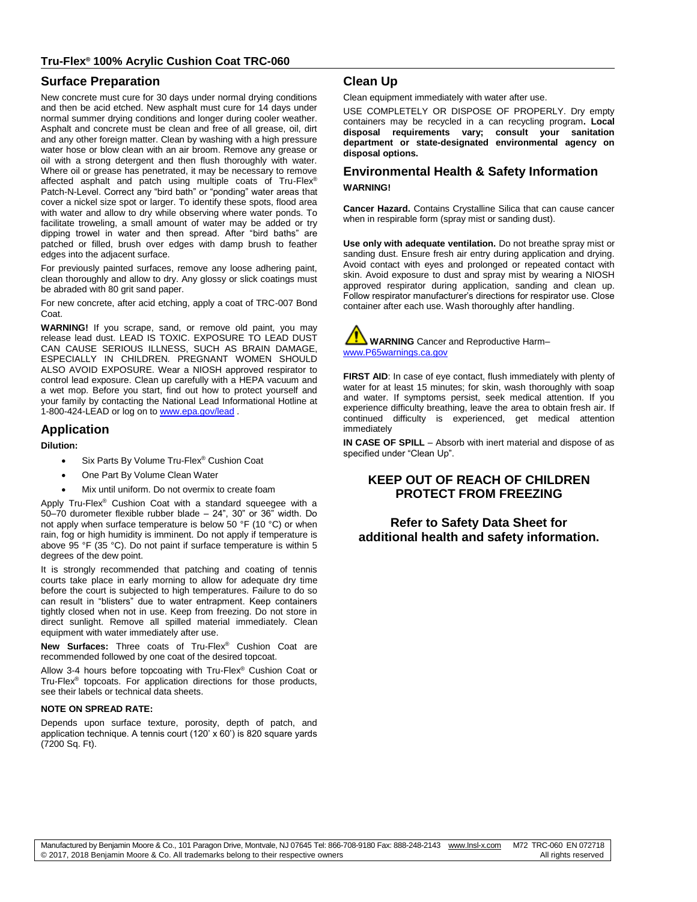# Tru-Flex® 100% Acrylic Cushion Coat TRC-060

## Surface Preparation

New concrete must cure for 30 days under normal drying conditions and then be acid etched. New asphalt must cure for 14 days under normal summer drying conditions and longer during cooler weather. Asphalt and concrete must be clean and free of all grease, oil, dirt and any other foreign matter. Clean by washing with a high pressure water hose or blow clean with an air broom. Remove any grease or oil with a strong detergent and then flush thoroughly with water. Where oil or grease has penetrated, it may be necessary to remove affected asphalt and patch using multiple coats of Tru-Flex® Patch-N-Level. Correct any "bird bath" or "ponding" water areas that cover a nickel size spot or larger. To identify these spots, flood area with water and allow to dry while observing where water ponds. To facilitate troweling, a small amount of water may be added or try dipping trowel in water and then spread. After "bird baths" are patched or filled, brush over edges with damp brush to feather edges into the adjacent surface.

For previously painted surfaces, remove any loose adhering paint, clean thoroughly and allow to dry. Any glossy or slick coatings must be abraded with 80 grit sand paper.

For new concrete, after acid etching, apply a coat of TRC-007 Bond Coat.

**WARNING!** If you scrape, sand, or remove old paint, you may release lead dust. LEAD IS TOXIC. EXPOSURE TO LEAD DUST CAN CAUSE SERIOUS ILLNESS, SUCH AS BRAIN DAMAGE, ESPECIALLY IN CHILDREN. PREGNANT WOMEN SHOULD ALSO AVOID EXPOSURE. Wear a NIOSH approved respirator to control lead exposure. Clean up carefully with a HEPA vacuum and a wet mop. Before you start, find out how to protect yourself and your family by contacting the National Lead Informational Hotline at 1-800-424-LEAD or log on to www.epa.gov/lead .

## Application

**Dilution:**

- Six Parts By Volume Tru-Flex® Cushion Coat
- One Part By Volume Clean Water
- Mix until uniform. Do not overmix to create foam

Apply Tru-Flex® Cushion Coat with a standard squeegee with a 50–70 durometer flexible rubber blade – 24", 30" or 36" width. Do not apply when surface temperature is below 50 °F (10 °C) or when rain, fog or high humidity is imminent. Do not apply if temperature is above 95 °F (35 °C). Do not paint if surface temperature is within 5 degrees of the dew point.

It is strongly recommended that patching and coating of tennis courts take place in early morning to allow for adequate dry time before the court is subjected to high temperatures. Failure to do so can result in "blisters" due to water entrapment. Keep containers tightly closed when not in use. Keep from freezing. Do not store in direct sunlight. Remove all spilled material immediately. Clean equipment with water immediately after use.

**New Surfaces:** Three coats of Tru-Flex® Cushion Coat are recommended followed by one coat of the desired topcoat.

Allow 3-4 hours before topcoating with Tru-Flex® Cushion Coat or Tru-Flex® topcoats. For application directions for those products, see their labels or technical data sheets.

**NOTE ON SPREAD RATE:**

Depends upon surface texture, porosity, depth of patch, and application technique. A tennis court (120' x 60') is 820 square yards (7200 Sq. Ft).

## Clean Up

Clean equipment immediately with water after use.

USE COMPLETELY OR DISPOSE OF PROPERLY. Dry empty containers may be recycled in a can recycling program**. Local disposal requirements vary; consult your sanitation department or state-designated environmental agency on disposal options.**

## Environmental Health & Safety Information

**WARNING!**

**Cancer Hazard.** Contains Crystalline Silica that can cause cancer when in respirable form (spray mist or sanding dust).

**Use only with adequate ventilation.** Do not breathe spray mist or sanding dust. Ensure fresh air entry during application and drying. Avoid contact with eyes and prolonged or repeated contact with skin. Avoid exposure to dust and spray mist by wearing a NIOSH approved respirator during application, sanding and clean up. Follow respirator manufacturer's directions for respirator use. Close container after each use. Wash thoroughly after handling.

**WARNING** Cancer and Reproductive Harm– www.P65warnings.ca.gov

**FIRST AID**: In case of eye contact, flush immediately with plenty of water for at least 15 minutes; for skin, wash thoroughly with soap and water. If symptoms persist, seek medical attention. If you experience difficulty breathing, leave the area to obtain fresh air. If continued difficulty is experienced, get medical attention immediately

**IN CASE OF SPILL** – Absorb with inert material and dispose of as specified under "Clean Up".

**KEEP OUT OF REACH OF CHILDREN**
**PROTECT FROM FREEZING**

**Refer to Safety Data Sheet for additional health and safety information.**

Manufactured by Benjamin Moore & Co., 101 Paragon Drive, Montvale, NJ 07645 Tel: 866-708-9180 Fax: 888-248-2143 www.lnsl-x.com M72 TRC-060 EN 072718
© 2017, 2018 Benjamin Moore & Co. All trademarks belong to their respective owners All rights reserved